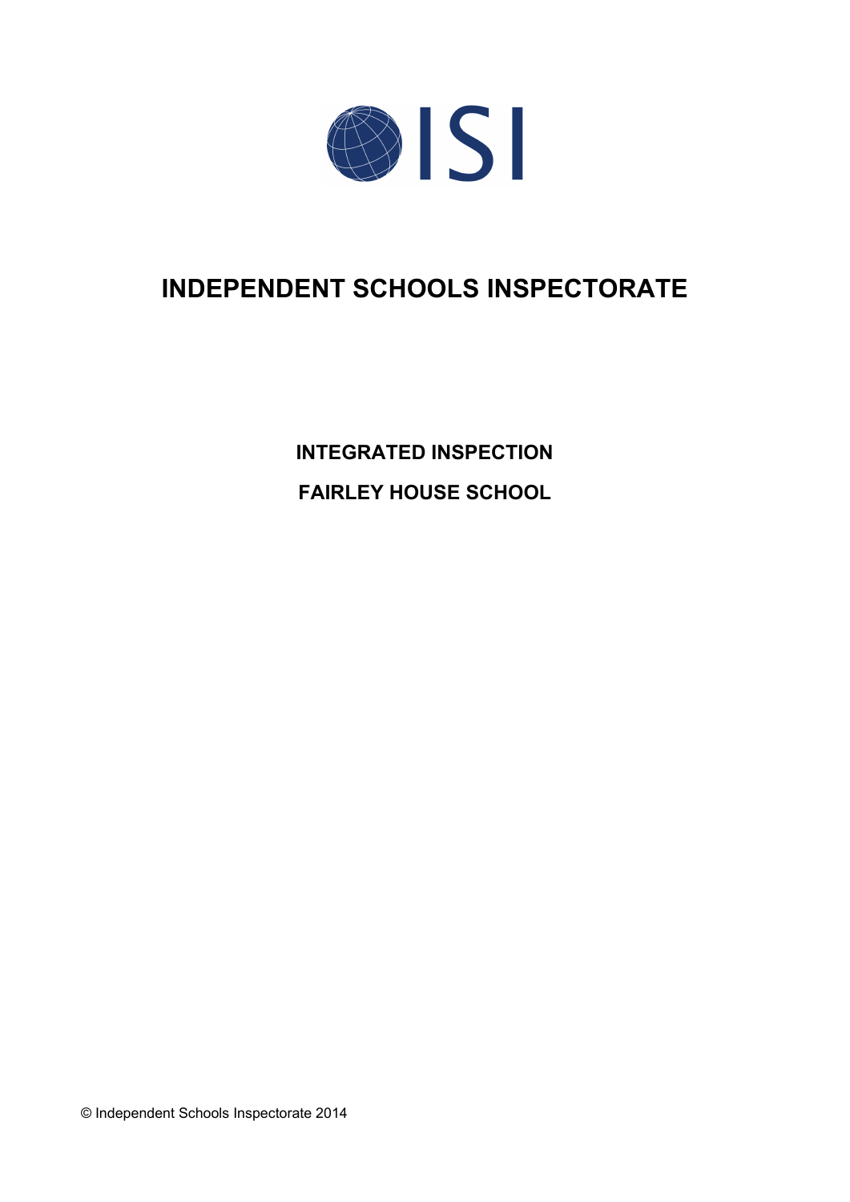ISI

# INDEPENDENT SCHOOLS INSPECTORATE

## INTEGRATED INSPECTION

## FAIRLEY HOUSE SCHOOL

© Independent Schools Inspectorate 2014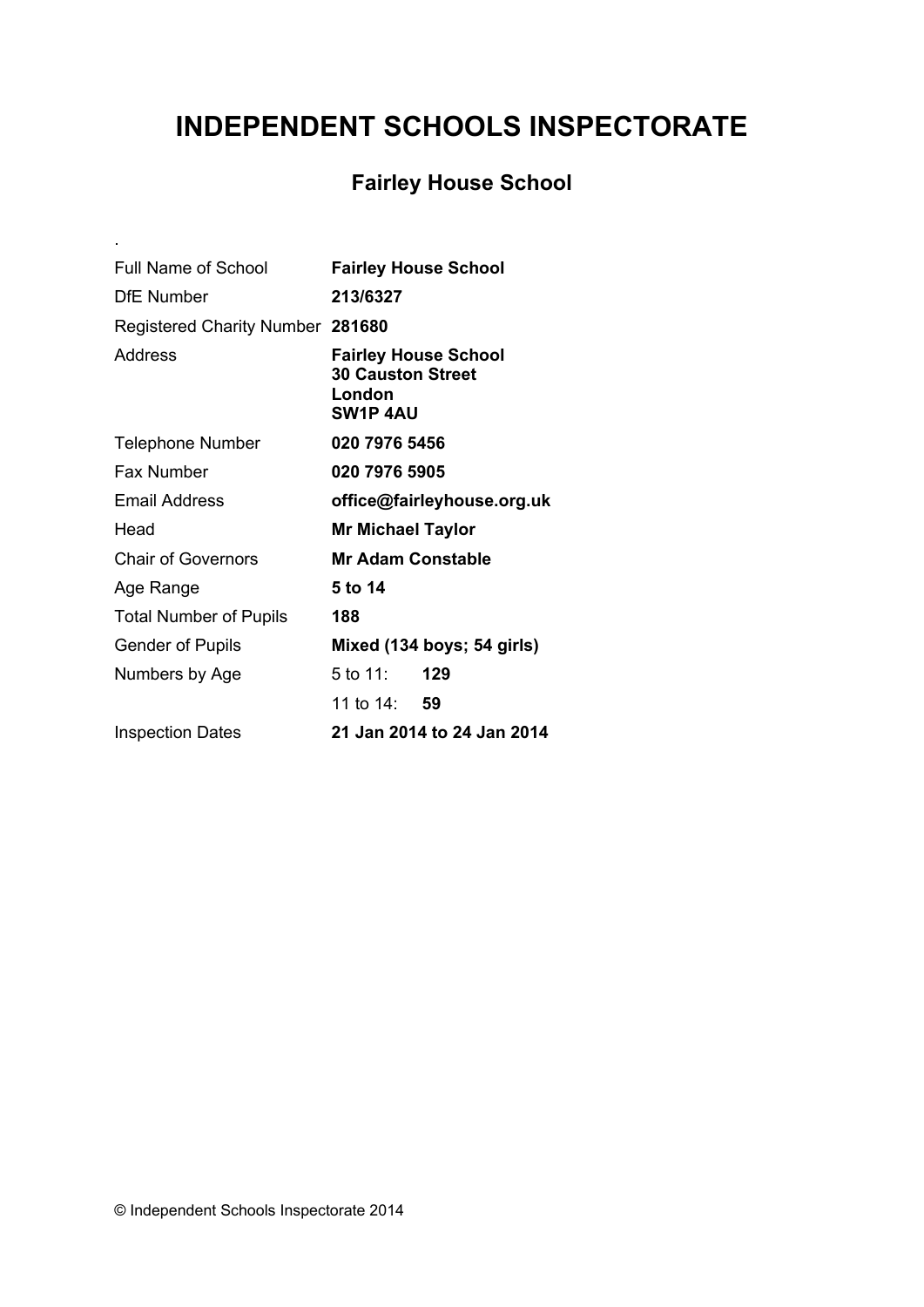# INDEPENDENT SCHOOLS INSPECTORATE

## Fairley House School

.

| | |
|---|---|
| Full Name of School | **Fairley House School** |
| DfE Number | **213/6327** |
| Registered Charity Number | **281680** |
| Address | **Fairley House School**<br>**30 Causton Street**<br>**London**<br>**SW1P 4AU** |
| Telephone Number | **020 7976 5456** |
| Fax Number | **020 7976 5905** |
| Email Address | **office@fairleyhouse.org.uk** |
| Head | **Mr Michael Taylor** |
| Chair of Governors | **Mr Adam Constable** |
| Age Range | **5 to 14** |
| Total Number of Pupils | **188** |
| Gender of Pupils | **Mixed (134 boys; 54 girls)** |
| Numbers by Age | 5 to 11: **129** |
| | 11 to 14: **59** |
| Inspection Dates | **21 Jan 2014 to 24 Jan 2014** |

© Independent Schools Inspectorate 2014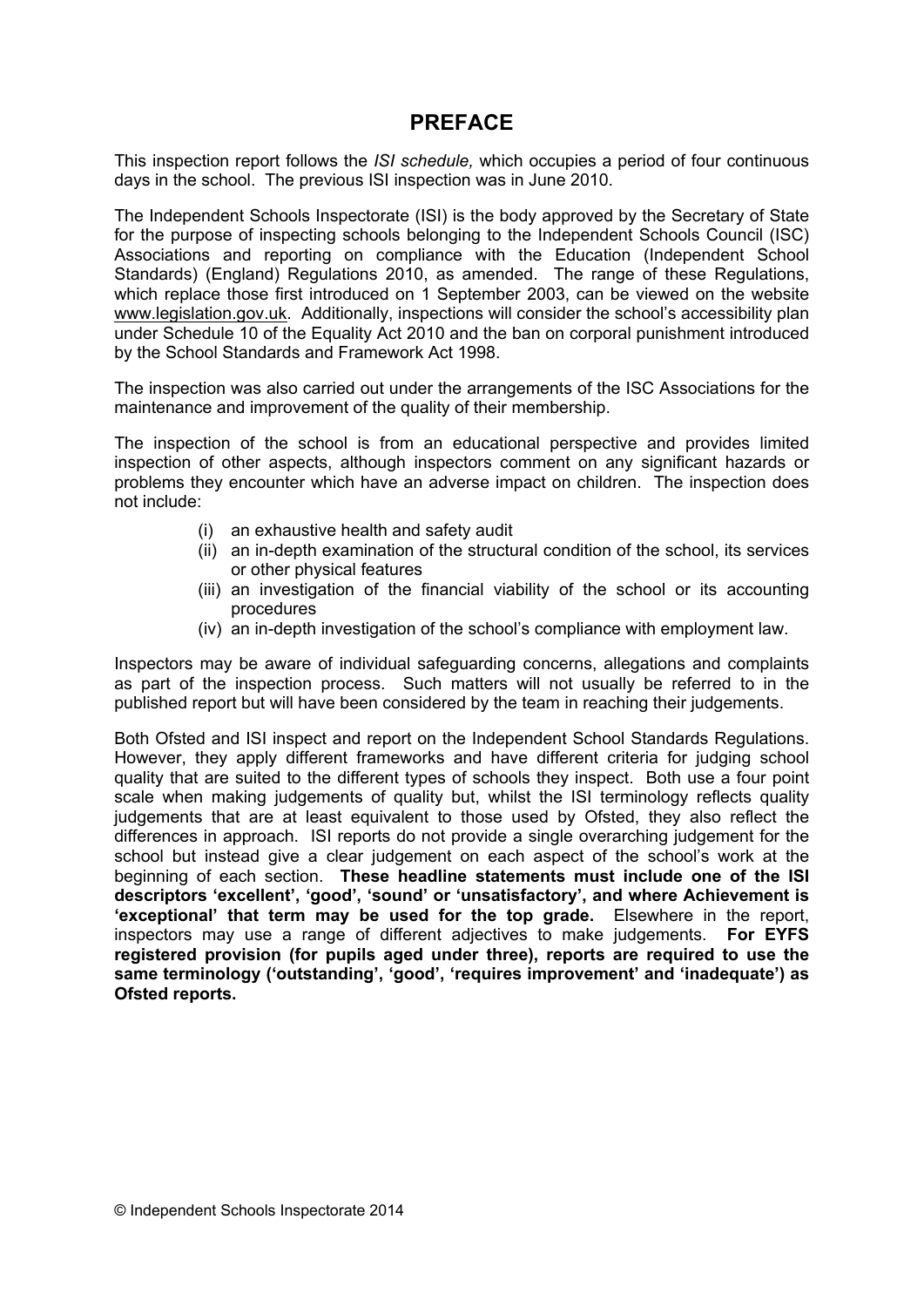# PREFACE

This inspection report follows the *ISI schedule,* which occupies a period of four continuous days in the school. The previous ISI inspection was in June 2010.

The Independent Schools Inspectorate (ISI) is the body approved by the Secretary of State for the purpose of inspecting schools belonging to the Independent Schools Council (ISC) Associations and reporting on compliance with the Education (Independent School Standards) (England) Regulations 2010, as amended. The range of these Regulations, which replace those first introduced on 1 September 2003, can be viewed on the website www.legislation.gov.uk. Additionally, inspections will consider the school's accessibility plan under Schedule 10 of the Equality Act 2010 and the ban on corporal punishment introduced by the School Standards and Framework Act 1998.

The inspection was also carried out under the arrangements of the ISC Associations for the maintenance and improvement of the quality of their membership.

The inspection of the school is from an educational perspective and provides limited inspection of other aspects, although inspectors comment on any significant hazards or problems they encounter which have an adverse impact on children. The inspection does not include:

- (i) an exhaustive health and safety audit
- (ii) an in-depth examination of the structural condition of the school, its services or other physical features
- (iii) an investigation of the financial viability of the school or its accounting procedures
- (iv) an in-depth investigation of the school's compliance with employment law.

Inspectors may be aware of individual safeguarding concerns, allegations and complaints as part of the inspection process. Such matters will not usually be referred to in the published report but will have been considered by the team in reaching their judgements.

Both Ofsted and ISI inspect and report on the Independent School Standards Regulations. However, they apply different frameworks and have different criteria for judging school quality that are suited to the different types of schools they inspect. Both use a four point scale when making judgements of quality but, whilst the ISI terminology reflects quality judgements that are at least equivalent to those used by Ofsted, they also reflect the differences in approach. ISI reports do not provide a single overarching judgement for the school but instead give a clear judgement on each aspect of the school's work at the beginning of each section. **These headline statements must include one of the ISI descriptors 'excellent', 'good', 'sound' or 'unsatisfactory', and where Achievement is 'exceptional' that term may be used for the top grade.** Elsewhere in the report, inspectors may use a range of different adjectives to make judgements. **For EYFS registered provision (for pupils aged under three), reports are required to use the same terminology ('outstanding', 'good', 'requires improvement' and 'inadequate') as Ofsted reports.**

© Independent Schools Inspectorate 2014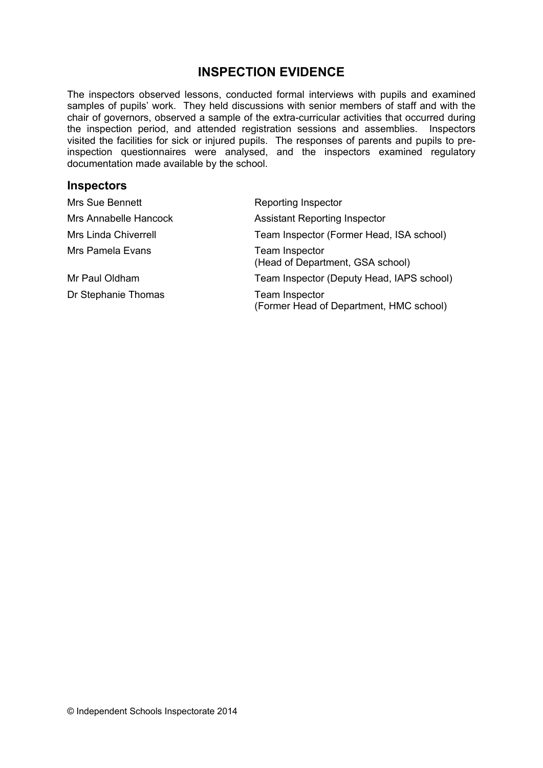# INSPECTION EVIDENCE

The inspectors observed lessons, conducted formal interviews with pupils and examined samples of pupils' work. They held discussions with senior members of staff and with the chair of governors, observed a sample of the extra-curricular activities that occurred during the inspection period, and attended registration sessions and assemblies. Inspectors visited the facilities for sick or injured pupils. The responses of parents and pupils to pre-inspection questionnaires were analysed, and the inspectors examined regulatory documentation made available by the school.

## Inspectors

| | |
|---|---|
| Mrs Sue Bennett | Reporting Inspector |
| Mrs Annabelle Hancock | Assistant Reporting Inspector |
| Mrs Linda Chiverrell | Team Inspector (Former Head, ISA school) |
| Mrs Pamela Evans | Team Inspector (Head of Department, GSA school) |
| Mr Paul Oldham | Team Inspector (Deputy Head, IAPS school) |
| Dr Stephanie Thomas | Team Inspector (Former Head of Department, HMC school) |

© Independent Schools Inspectorate 2014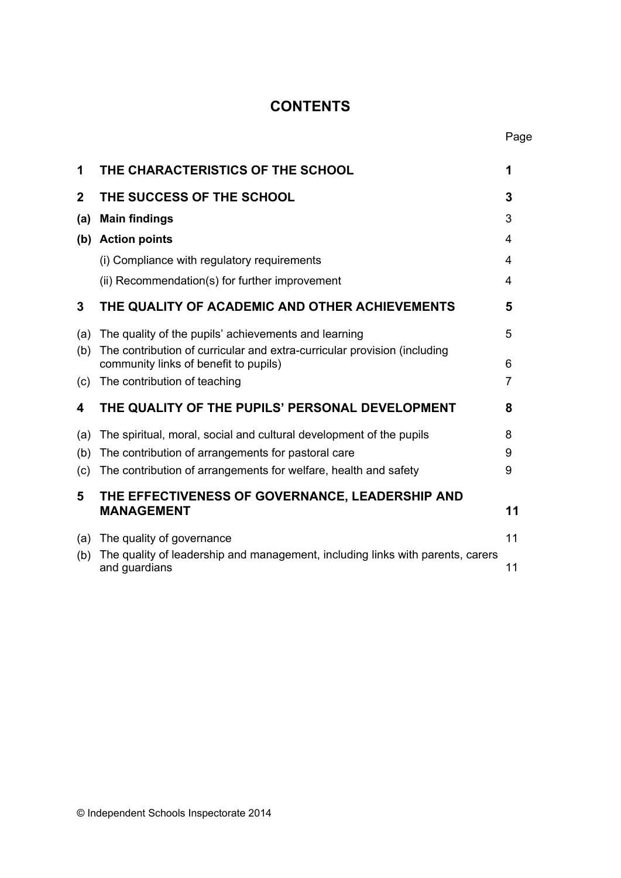# CONTENTS

| | | Page |
|---|---|---|
| **1** | **THE CHARACTERISTICS OF THE SCHOOL** | **1** |
| **2** | **THE SUCCESS OF THE SCHOOL** | **3** |
| **(a)** | **Main findings** | 3 |
| **(b)** | **Action points** | 4 |
| | (i) Compliance with regulatory requirements | 4 |
| | (ii) Recommendation(s) for further improvement | 4 |
| **3** | **THE QUALITY OF ACADEMIC AND OTHER ACHIEVEMENTS** | **5** |
| (a) | The quality of the pupils' achievements and learning | 5 |
| (b) | The contribution of curricular and extra-curricular provision (including community links of benefit to pupils) | 6 |
| (c) | The contribution of teaching | 7 |
| **4** | **THE QUALITY OF THE PUPILS' PERSONAL DEVELOPMENT** | **8** |
| (a) | The spiritual, moral, social and cultural development of the pupils | 8 |
| (b) | The contribution of arrangements for pastoral care | 9 |
| (c) | The contribution of arrangements for welfare, health and safety | 9 |
| **5** | **THE EFFECTIVENESS OF GOVERNANCE, LEADERSHIP AND MANAGEMENT** | **11** |
| (a) | The quality of governance | 11 |
| (b) | The quality of leadership and management, including links with parents, carers and guardians | 11 |

© Independent Schools Inspectorate 2014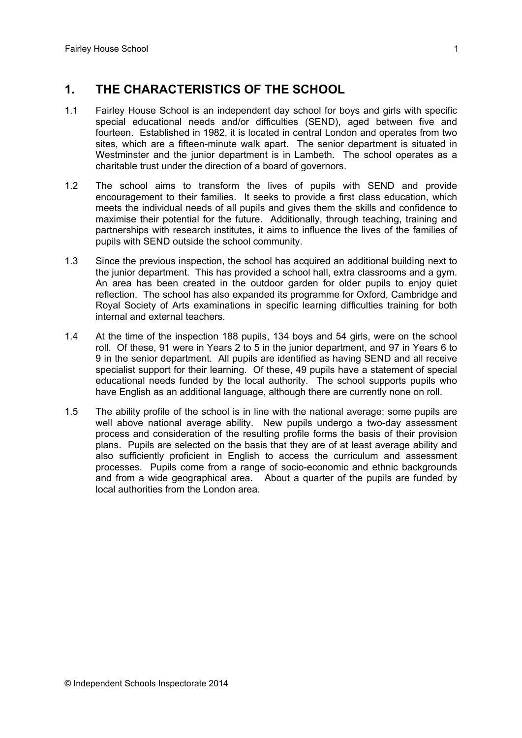## 1. THE CHARACTERISTICS OF THE SCHOOL

1.1 Fairley House School is an independent day school for boys and girls with specific special educational needs and/or difficulties (SEND), aged between five and fourteen. Established in 1982, it is located in central London and operates from two sites, which are a fifteen-minute walk apart. The senior department is situated in Westminster and the junior department is in Lambeth. The school operates as a charitable trust under the direction of a board of governors.

1.2 The school aims to transform the lives of pupils with SEND and provide encouragement to their families. It seeks to provide a first class education, which meets the individual needs of all pupils and gives them the skills and confidence to maximise their potential for the future. Additionally, through teaching, training and partnerships with research institutes, it aims to influence the lives of the families of pupils with SEND outside the school community.

1.3 Since the previous inspection, the school has acquired an additional building next to the junior department. This has provided a school hall, extra classrooms and a gym. An area has been created in the outdoor garden for older pupils to enjoy quiet reflection. The school has also expanded its programme for Oxford, Cambridge and Royal Society of Arts examinations in specific learning difficulties training for both internal and external teachers.

1.4 At the time of the inspection 188 pupils, 134 boys and 54 girls, were on the school roll. Of these, 91 were in Years 2 to 5 in the junior department, and 97 in Years 6 to 9 in the senior department. All pupils are identified as having SEND and all receive specialist support for their learning. Of these, 49 pupils have a statement of special educational needs funded by the local authority. The school supports pupils who have English as an additional language, although there are currently none on roll.

1.5 The ability profile of the school is in line with the national average; some pupils are well above national average ability. New pupils undergo a two-day assessment process and consideration of the resulting profile forms the basis of their provision plans. Pupils are selected on the basis that they are of at least average ability and also sufficiently proficient in English to access the curriculum and assessment processes. Pupils come from a range of socio-economic and ethnic backgrounds and from a wide geographical area. About a quarter of the pupils are funded by local authorities from the London area.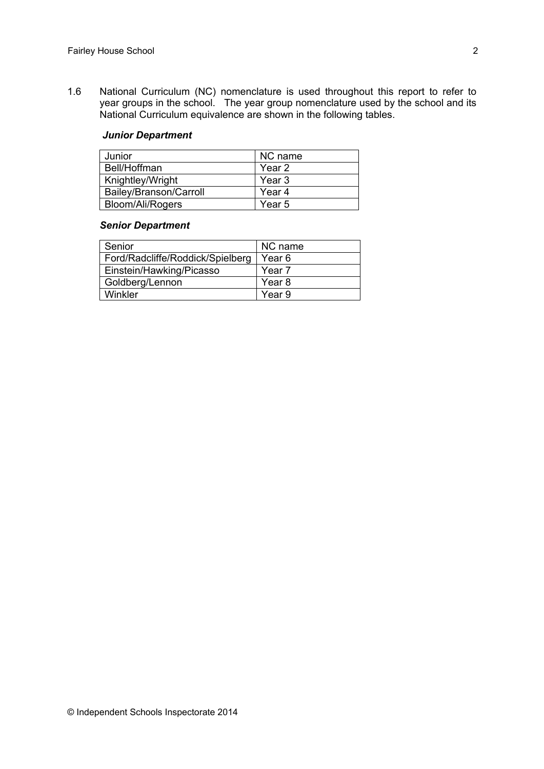1.6 National Curriculum (NC) nomenclature is used throughout this report to refer to year groups in the school. The year group nomenclature used by the school and its National Curriculum equivalence are shown in the following tables.

***Junior Department***

| Junior | NC name |
|---|---|
| Bell/Hoffman | Year 2 |
| Knightley/Wright | Year 3 |
| Bailey/Branson/Carroll | Year 4 |
| Bloom/Ali/Rogers | Year 5 |

***Senior Department***

| Senior | NC name |
|---|---|
| Ford/Radcliffe/Roddick/Spielberg | Year 6 |
| Einstein/Hawking/Picasso | Year 7 |
| Goldberg/Lennon | Year 8 |
| Winkler | Year 9 |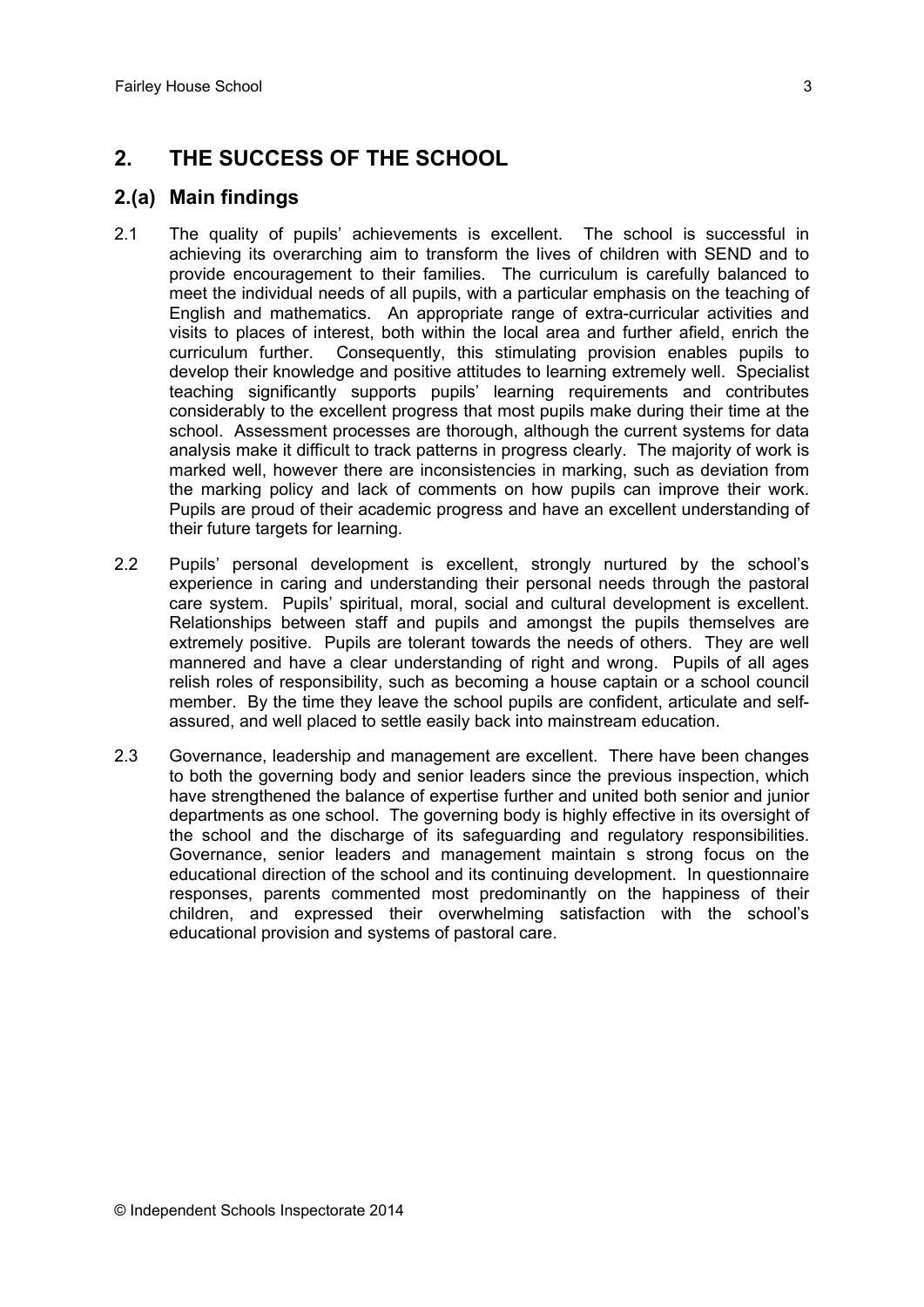## 2. THE SUCCESS OF THE SCHOOL

### 2.(a) Main findings

2.1 The quality of pupils' achievements is excellent. The school is successful in achieving its overarching aim to transform the lives of children with SEND and to provide encouragement to their families. The curriculum is carefully balanced to meet the individual needs of all pupils, with a particular emphasis on the teaching of English and mathematics. An appropriate range of extra-curricular activities and visits to places of interest, both within the local area and further afield, enrich the curriculum further. Consequently, this stimulating provision enables pupils to develop their knowledge and positive attitudes to learning extremely well. Specialist teaching significantly supports pupils' learning requirements and contributes considerably to the excellent progress that most pupils make during their time at the school. Assessment processes are thorough, although the current systems for data analysis make it difficult to track patterns in progress clearly. The majority of work is marked well, however there are inconsistencies in marking, such as deviation from the marking policy and lack of comments on how pupils can improve their work. Pupils are proud of their academic progress and have an excellent understanding of their future targets for learning.

2.2 Pupils' personal development is excellent, strongly nurtured by the school's experience in caring and understanding their personal needs through the pastoral care system. Pupils' spiritual, moral, social and cultural development is excellent. Relationships between staff and pupils and amongst the pupils themselves are extremely positive. Pupils are tolerant towards the needs of others. They are well mannered and have a clear understanding of right and wrong. Pupils of all ages relish roles of responsibility, such as becoming a house captain or a school council member. By the time they leave the school pupils are confident, articulate and self-assured, and well placed to settle easily back into mainstream education.

2.3 Governance, leadership and management are excellent. There have been changes to both the governing body and senior leaders since the previous inspection, which have strengthened the balance of expertise further and united both senior and junior departments as one school. The governing body is highly effective in its oversight of the school and the discharge of its safeguarding and regulatory responsibilities. Governance, senior leaders and management maintain s strong focus on the educational direction of the school and its continuing development. In questionnaire responses, parents commented most predominantly on the happiness of their children, and expressed their overwhelming satisfaction with the school's educational provision and systems of pastoral care.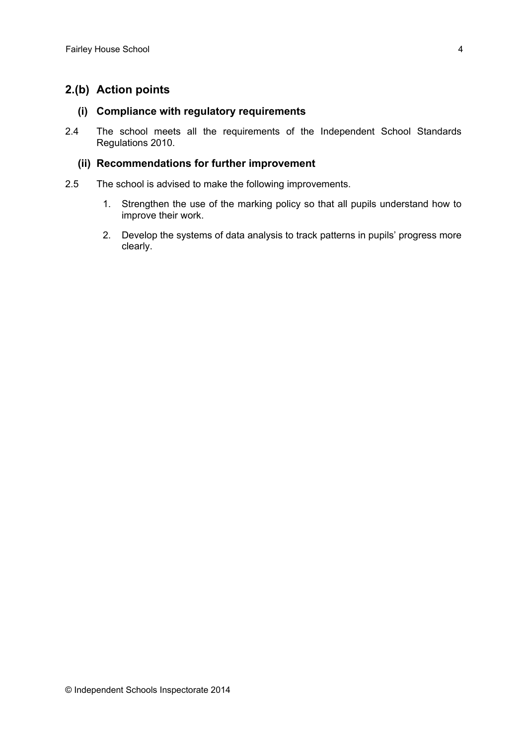## 2.(b) Action points

### (i) Compliance with regulatory requirements

2.4 The school meets all the requirements of the Independent School Standards Regulations 2010.

### (ii) Recommendations for further improvement

2.5 The school is advised to make the following improvements.

1. Strengthen the use of the marking policy so that all pupils understand how to improve their work.
2. Develop the systems of data analysis to track patterns in pupils' progress more clearly.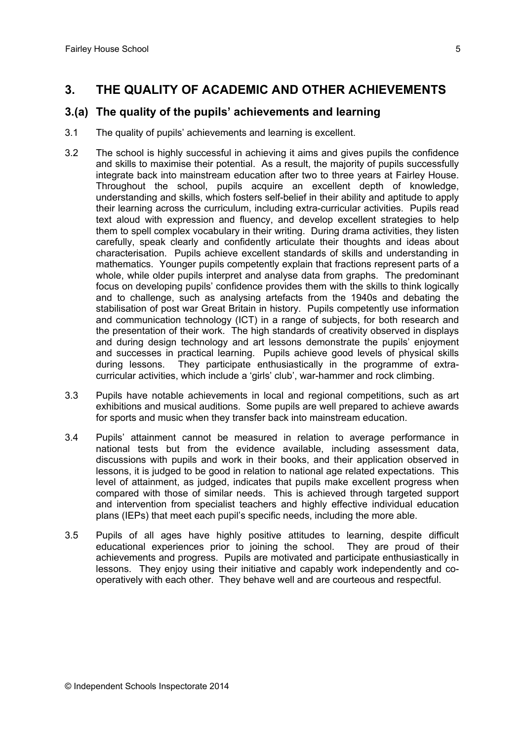## 3. THE QUALITY OF ACADEMIC AND OTHER ACHIEVEMENTS

### 3.(a) The quality of the pupils' achievements and learning

3.1 The quality of pupils' achievements and learning is excellent.

3.2 The school is highly successful in achieving it aims and gives pupils the confidence and skills to maximise their potential. As a result, the majority of pupils successfully integrate back into mainstream education after two to three years at Fairley House. Throughout the school, pupils acquire an excellent depth of knowledge, understanding and skills, which fosters self-belief in their ability and aptitude to apply their learning across the curriculum, including extra-curricular activities. Pupils read text aloud with expression and fluency, and develop excellent strategies to help them to spell complex vocabulary in their writing. During drama activities, they listen carefully, speak clearly and confidently articulate their thoughts and ideas about characterisation. Pupils achieve excellent standards of skills and understanding in mathematics. Younger pupils competently explain that fractions represent parts of a whole, while older pupils interpret and analyse data from graphs. The predominant focus on developing pupils' confidence provides them with the skills to think logically and to challenge, such as analysing artefacts from the 1940s and debating the stabilisation of post war Great Britain in history. Pupils competently use information and communication technology (ICT) in a range of subjects, for both research and the presentation of their work. The high standards of creativity observed in displays and during design technology and art lessons demonstrate the pupils' enjoyment and successes in practical learning. Pupils achieve good levels of physical skills during lessons. They participate enthusiastically in the programme of extra-curricular activities, which include a 'girls' club', war-hammer and rock climbing.

3.3 Pupils have notable achievements in local and regional competitions, such as art exhibitions and musical auditions. Some pupils are well prepared to achieve awards for sports and music when they transfer back into mainstream education.

3.4 Pupils' attainment cannot be measured in relation to average performance in national tests but from the evidence available, including assessment data, discussions with pupils and work in their books, and their application observed in lessons, it is judged to be good in relation to national age related expectations. This level of attainment, as judged, indicates that pupils make excellent progress when compared with those of similar needs. This is achieved through targeted support and intervention from specialist teachers and highly effective individual education plans (IEPs) that meet each pupil's specific needs, including the more able.

3.5 Pupils of all ages have highly positive attitudes to learning, despite difficult educational experiences prior to joining the school. They are proud of their achievements and progress. Pupils are motivated and participate enthusiastically in lessons. They enjoy using their initiative and capably work independently and co-operatively with each other. They behave well and are courteous and respectful.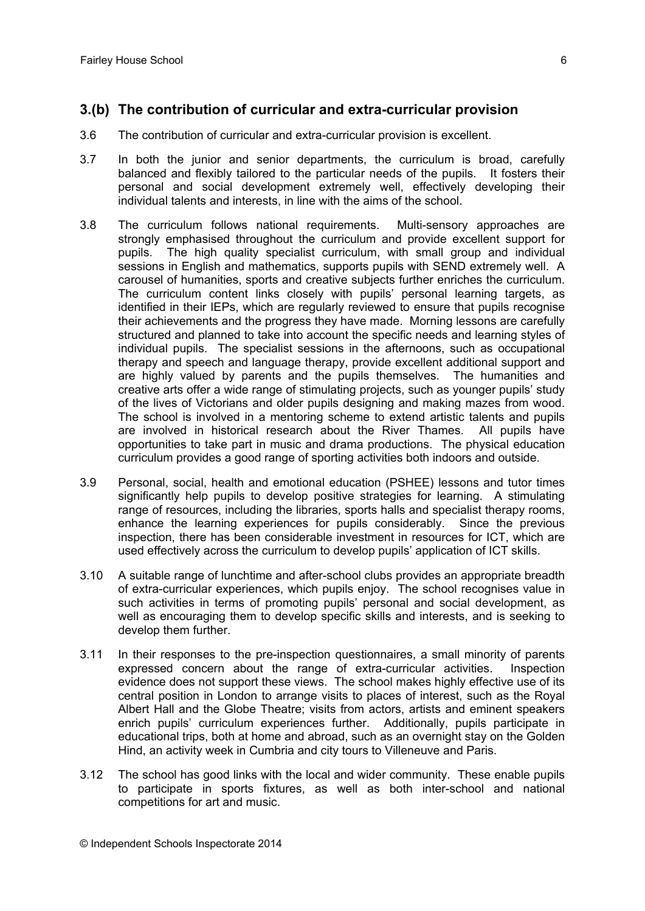## 3.(b) The contribution of curricular and extra-curricular provision

3.6 The contribution of curricular and extra-curricular provision is excellent.

3.7 In both the junior and senior departments, the curriculum is broad, carefully balanced and flexibly tailored to the particular needs of the pupils. It fosters their personal and social development extremely well, effectively developing their individual talents and interests, in line with the aims of the school.

3.8 The curriculum follows national requirements. Multi-sensory approaches are strongly emphasised throughout the curriculum and provide excellent support for pupils. The high quality specialist curriculum, with small group and individual sessions in English and mathematics, supports pupils with SEND extremely well. A carousel of humanities, sports and creative subjects further enriches the curriculum. The curriculum content links closely with pupils' personal learning targets, as identified in their IEPs, which are regularly reviewed to ensure that pupils recognise their achievements and the progress they have made. Morning lessons are carefully structured and planned to take into account the specific needs and learning styles of individual pupils. The specialist sessions in the afternoons, such as occupational therapy and speech and language therapy, provide excellent additional support and are highly valued by parents and the pupils themselves. The humanities and creative arts offer a wide range of stimulating projects, such as younger pupils' study of the lives of Victorians and older pupils designing and making mazes from wood. The school is involved in a mentoring scheme to extend artistic talents and pupils are involved in historical research about the River Thames. All pupils have opportunities to take part in music and drama productions. The physical education curriculum provides a good range of sporting activities both indoors and outside.

3.9 Personal, social, health and emotional education (PSHEE) lessons and tutor times significantly help pupils to develop positive strategies for learning. A stimulating range of resources, including the libraries, sports halls and specialist therapy rooms, enhance the learning experiences for pupils considerably. Since the previous inspection, there has been considerable investment in resources for ICT, which are used effectively across the curriculum to develop pupils' application of ICT skills.

3.10 A suitable range of lunchtime and after-school clubs provides an appropriate breadth of extra-curricular experiences, which pupils enjoy. The school recognises value in such activities in terms of promoting pupils' personal and social development, as well as encouraging them to develop specific skills and interests, and is seeking to develop them further.

3.11 In their responses to the pre-inspection questionnaires, a small minority of parents expressed concern about the range of extra-curricular activities. Inspection evidence does not support these views. The school makes highly effective use of its central position in London to arrange visits to places of interest, such as the Royal Albert Hall and the Globe Theatre; visits from actors, artists and eminent speakers enrich pupils' curriculum experiences further. Additionally, pupils participate in educational trips, both at home and abroad, such as an overnight stay on the Golden Hind, an activity week in Cumbria and city tours to Villeneuve and Paris.

3.12 The school has good links with the local and wider community. These enable pupils to participate in sports fixtures, as well as both inter-school and national competitions for art and music.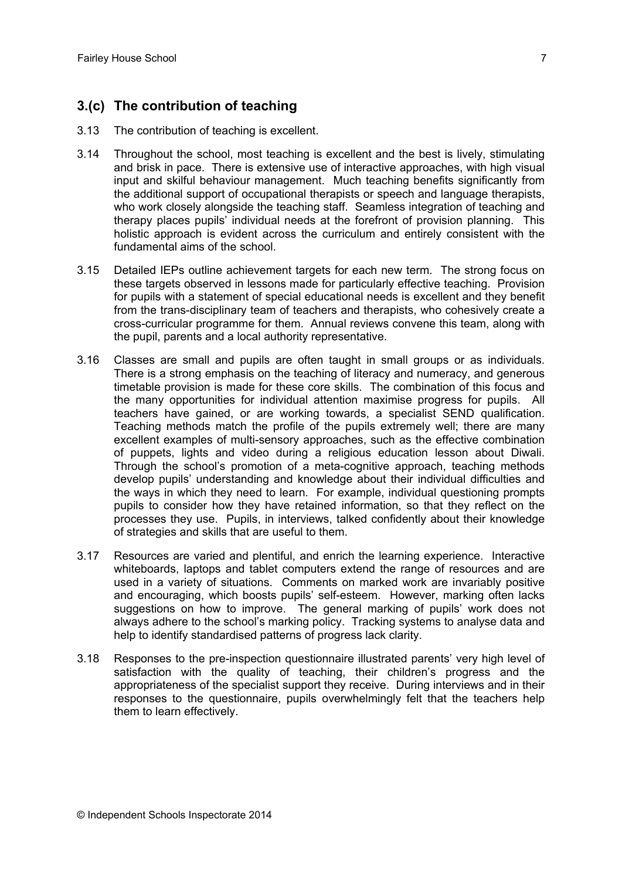## 3.(c) The contribution of teaching

3.13 The contribution of teaching is excellent.

3.14 Throughout the school, most teaching is excellent and the best is lively, stimulating and brisk in pace. There is extensive use of interactive approaches, with high visual input and skilful behaviour management. Much teaching benefits significantly from the additional support of occupational therapists or speech and language therapists, who work closely alongside the teaching staff. Seamless integration of teaching and therapy places pupils' individual needs at the forefront of provision planning. This holistic approach is evident across the curriculum and entirely consistent with the fundamental aims of the school.

3.15 Detailed IEPs outline achievement targets for each new term. The strong focus on these targets observed in lessons made for particularly effective teaching. Provision for pupils with a statement of special educational needs is excellent and they benefit from the trans-disciplinary team of teachers and therapists, who cohesively create a cross-curricular programme for them. Annual reviews convene this team, along with the pupil, parents and a local authority representative.

3.16 Classes are small and pupils are often taught in small groups or as individuals. There is a strong emphasis on the teaching of literacy and numeracy, and generous timetable provision is made for these core skills. The combination of this focus and the many opportunities for individual attention maximise progress for pupils. All teachers have gained, or are working towards, a specialist SEND qualification. Teaching methods match the profile of the pupils extremely well; there are many excellent examples of multi-sensory approaches, such as the effective combination of puppets, lights and video during a religious education lesson about Diwali. Through the school's promotion of a meta-cognitive approach, teaching methods develop pupils' understanding and knowledge about their individual difficulties and the ways in which they need to learn. For example, individual questioning prompts pupils to consider how they have retained information, so that they reflect on the processes they use. Pupils, in interviews, talked confidently about their knowledge of strategies and skills that are useful to them.

3.17 Resources are varied and plentiful, and enrich the learning experience. Interactive whiteboards, laptops and tablet computers extend the range of resources and are used in a variety of situations. Comments on marked work are invariably positive and encouraging, which boosts pupils' self-esteem. However, marking often lacks suggestions on how to improve. The general marking of pupils' work does not always adhere to the school's marking policy. Tracking systems to analyse data and help to identify standardised patterns of progress lack clarity.

3.18 Responses to the pre-inspection questionnaire illustrated parents' very high level of satisfaction with the quality of teaching, their children's progress and the appropriateness of the specialist support they receive. During interviews and in their responses to the questionnaire, pupils overwhelmingly felt that the teachers help them to learn effectively.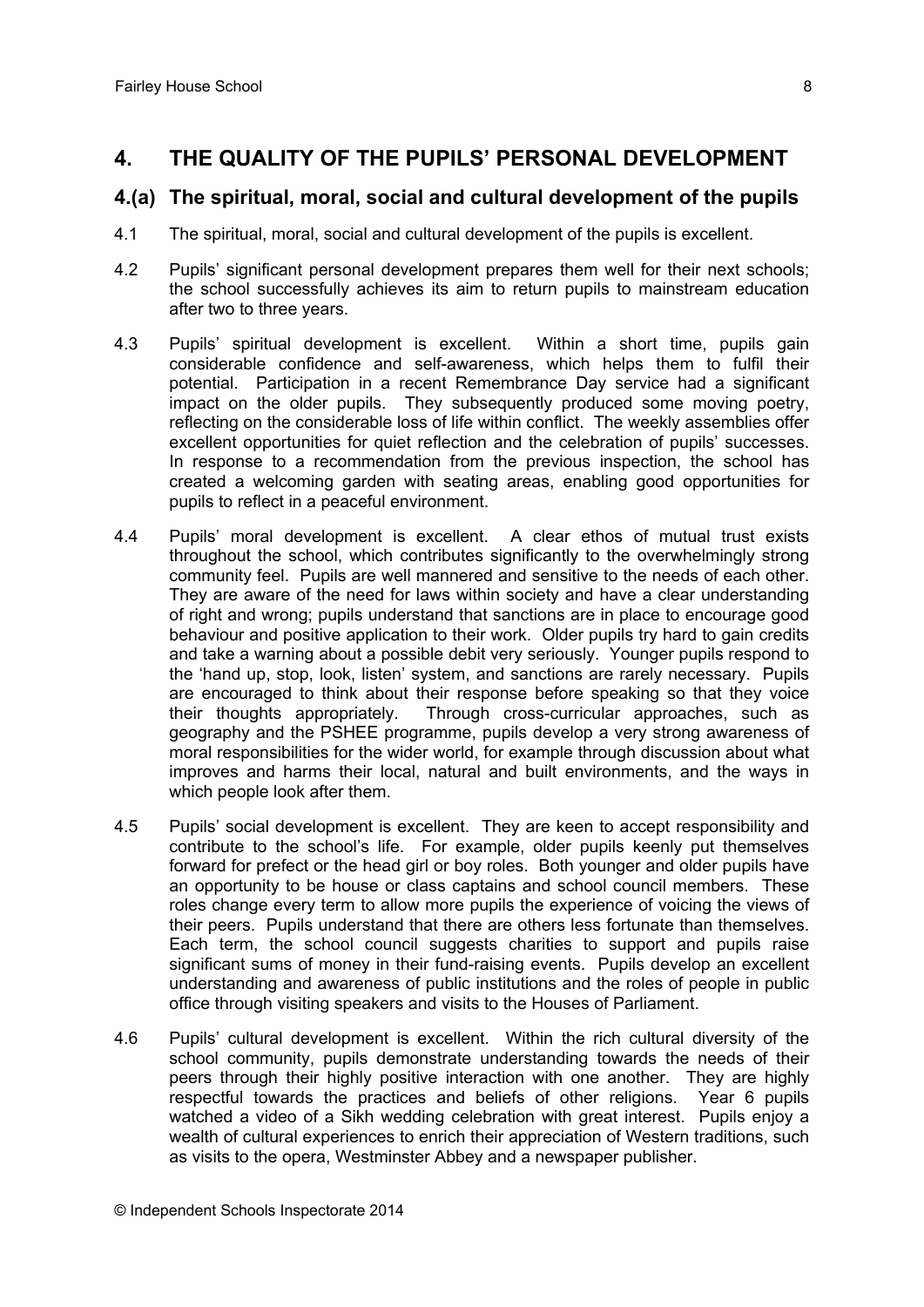## 4. THE QUALITY OF THE PUPILS' PERSONAL DEVELOPMENT

### 4.(a) The spiritual, moral, social and cultural development of the pupils

4.1 The spiritual, moral, social and cultural development of the pupils is excellent.

4.2 Pupils' significant personal development prepares them well for their next schools; the school successfully achieves its aim to return pupils to mainstream education after two to three years.

4.3 Pupils' spiritual development is excellent. Within a short time, pupils gain considerable confidence and self-awareness, which helps them to fulfil their potential. Participation in a recent Remembrance Day service had a significant impact on the older pupils. They subsequently produced some moving poetry, reflecting on the considerable loss of life within conflict. The weekly assemblies offer excellent opportunities for quiet reflection and the celebration of pupils' successes. In response to a recommendation from the previous inspection, the school has created a welcoming garden with seating areas, enabling good opportunities for pupils to reflect in a peaceful environment.

4.4 Pupils' moral development is excellent. A clear ethos of mutual trust exists throughout the school, which contributes significantly to the overwhelmingly strong community feel. Pupils are well mannered and sensitive to the needs of each other. They are aware of the need for laws within society and have a clear understanding of right and wrong; pupils understand that sanctions are in place to encourage good behaviour and positive application to their work. Older pupils try hard to gain credits and take a warning about a possible debit very seriously. Younger pupils respond to the 'hand up, stop, look, listen' system, and sanctions are rarely necessary. Pupils are encouraged to think about their response before speaking so that they voice their thoughts appropriately. Through cross-curricular approaches, such as geography and the PSHEE programme, pupils develop a very strong awareness of moral responsibilities for the wider world, for example through discussion about what improves and harms their local, natural and built environments, and the ways in which people look after them.

4.5 Pupils' social development is excellent. They are keen to accept responsibility and contribute to the school's life. For example, older pupils keenly put themselves forward for prefect or the head girl or boy roles. Both younger and older pupils have an opportunity to be house or class captains and school council members. These roles change every term to allow more pupils the experience of voicing the views of their peers. Pupils understand that there are others less fortunate than themselves. Each term, the school council suggests charities to support and pupils raise significant sums of money in their fund-raising events. Pupils develop an excellent understanding and awareness of public institutions and the roles of people in public office through visiting speakers and visits to the Houses of Parliament.

4.6 Pupils' cultural development is excellent. Within the rich cultural diversity of the school community, pupils demonstrate understanding towards the needs of their peers through their highly positive interaction with one another. They are highly respectful towards the practices and beliefs of other religions. Year 6 pupils watched a video of a Sikh wedding celebration with great interest. Pupils enjoy a wealth of cultural experiences to enrich their appreciation of Western traditions, such as visits to the opera, Westminster Abbey and a newspaper publisher.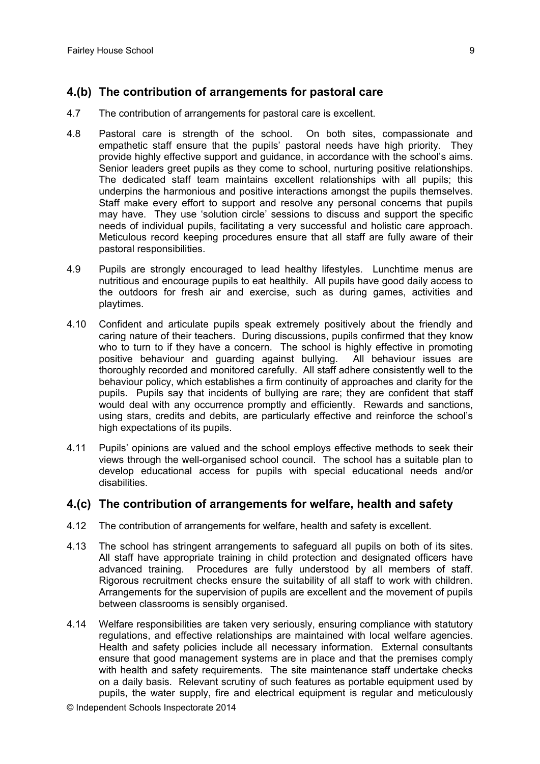## 4.(b) The contribution of arrangements for pastoral care

4.7 The contribution of arrangements for pastoral care is excellent.

4.8 Pastoral care is strength of the school. On both sites, compassionate and empathetic staff ensure that the pupils' pastoral needs have high priority. They provide highly effective support and guidance, in accordance with the school's aims. Senior leaders greet pupils as they come to school, nurturing positive relationships. The dedicated staff team maintains excellent relationships with all pupils; this underpins the harmonious and positive interactions amongst the pupils themselves. Staff make every effort to support and resolve any personal concerns that pupils may have. They use 'solution circle' sessions to discuss and support the specific needs of individual pupils, facilitating a very successful and holistic care approach. Meticulous record keeping procedures ensure that all staff are fully aware of their pastoral responsibilities.

4.9 Pupils are strongly encouraged to lead healthy lifestyles. Lunchtime menus are nutritious and encourage pupils to eat healthily. All pupils have good daily access to the outdoors for fresh air and exercise, such as during games, activities and playtimes.

4.10 Confident and articulate pupils speak extremely positively about the friendly and caring nature of their teachers. During discussions, pupils confirmed that they know who to turn to if they have a concern. The school is highly effective in promoting positive behaviour and guarding against bullying. All behaviour issues are thoroughly recorded and monitored carefully. All staff adhere consistently well to the behaviour policy, which establishes a firm continuity of approaches and clarity for the pupils. Pupils say that incidents of bullying are rare; they are confident that staff would deal with any occurrence promptly and efficiently. Rewards and sanctions, using stars, credits and debits, are particularly effective and reinforce the school's high expectations of its pupils.

4.11 Pupils' opinions are valued and the school employs effective methods to seek their views through the well-organised school council. The school has a suitable plan to develop educational access for pupils with special educational needs and/or disabilities.

## 4.(c) The contribution of arrangements for welfare, health and safety

4.12 The contribution of arrangements for welfare, health and safety is excellent.

4.13 The school has stringent arrangements to safeguard all pupils on both of its sites. All staff have appropriate training in child protection and designated officers have advanced training. Procedures are fully understood by all members of staff. Rigorous recruitment checks ensure the suitability of all staff to work with children. Arrangements for the supervision of pupils are excellent and the movement of pupils between classrooms is sensibly organised.

4.14 Welfare responsibilities are taken very seriously, ensuring compliance with statutory regulations, and effective relationships are maintained with local welfare agencies. Health and safety policies include all necessary information. External consultants ensure that good management systems are in place and that the premises comply with health and safety requirements. The site maintenance staff undertake checks on a daily basis. Relevant scrutiny of such features as portable equipment used by pupils, the water supply, fire and electrical equipment is regular and meticulously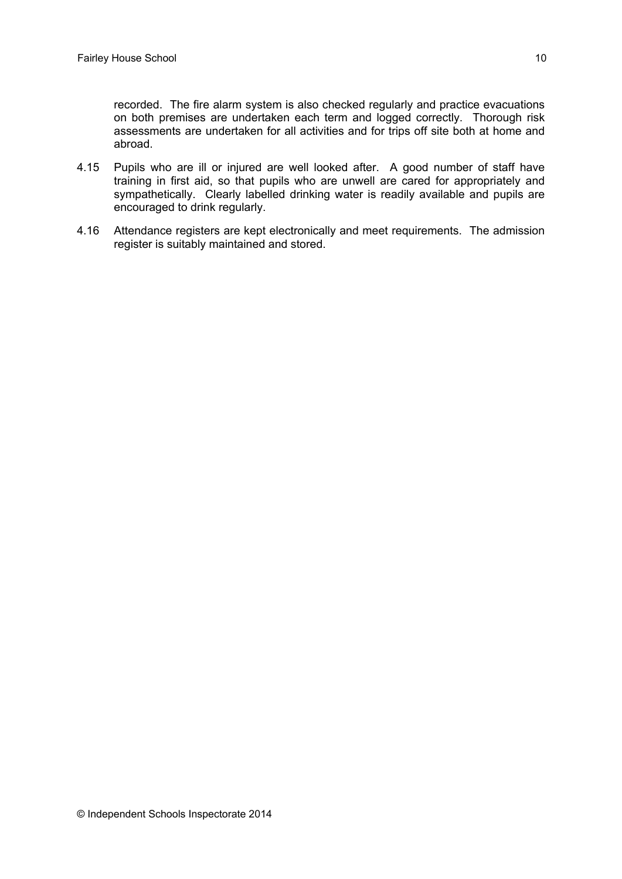recorded. The fire alarm system is also checked regularly and practice evacuations on both premises are undertaken each term and logged correctly. Thorough risk assessments are undertaken for all activities and for trips off site both at home and abroad.

4.15 Pupils who are ill or injured are well looked after. A good number of staff have training in first aid, so that pupils who are unwell are cared for appropriately and sympathetically. Clearly labelled drinking water is readily available and pupils are encouraged to drink regularly.

4.16 Attendance registers are kept electronically and meet requirements. The admission register is suitably maintained and stored.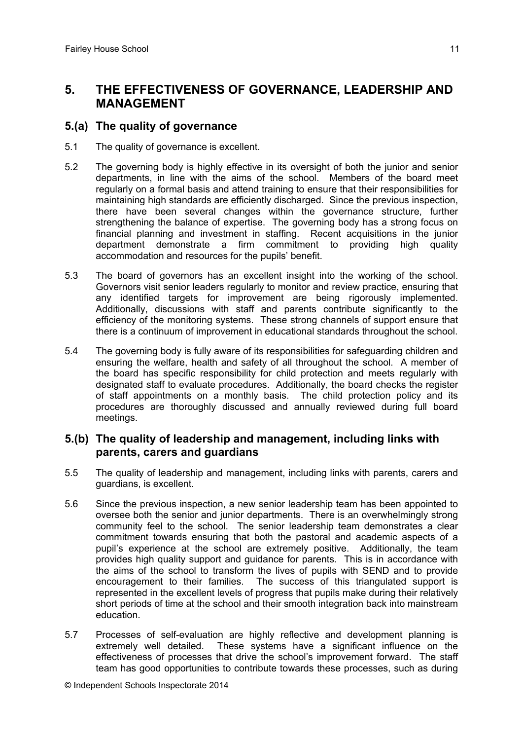## 5. THE EFFECTIVENESS OF GOVERNANCE, LEADERSHIP AND MANAGEMENT

### 5.(a) The quality of governance

5.1 The quality of governance is excellent.

5.2 The governing body is highly effective in its oversight of both the junior and senior departments, in line with the aims of the school. Members of the board meet regularly on a formal basis and attend training to ensure that their responsibilities for maintaining high standards are efficiently discharged. Since the previous inspection, there have been several changes within the governance structure, further strengthening the balance of expertise. The governing body has a strong focus on financial planning and investment in staffing. Recent acquisitions in the junior department demonstrate a firm commitment to providing high quality accommodation and resources for the pupils' benefit.

5.3 The board of governors has an excellent insight into the working of the school. Governors visit senior leaders regularly to monitor and review practice, ensuring that any identified targets for improvement are being rigorously implemented. Additionally, discussions with staff and parents contribute significantly to the efficiency of the monitoring systems. These strong channels of support ensure that there is a continuum of improvement in educational standards throughout the school.

5.4 The governing body is fully aware of its responsibilities for safeguarding children and ensuring the welfare, health and safety of all throughout the school. A member of the board has specific responsibility for child protection and meets regularly with designated staff to evaluate procedures. Additionally, the board checks the register of staff appointments on a monthly basis. The child protection policy and its procedures are thoroughly discussed and annually reviewed during full board meetings.

### 5.(b) The quality of leadership and management, including links with parents, carers and guardians

5.5 The quality of leadership and management, including links with parents, carers and guardians, is excellent.

5.6 Since the previous inspection, a new senior leadership team has been appointed to oversee both the senior and junior departments. There is an overwhelmingly strong community feel to the school. The senior leadership team demonstrates a clear commitment towards ensuring that both the pastoral and academic aspects of a pupil's experience at the school are extremely positive. Additionally, the team provides high quality support and guidance for parents. This is in accordance with the aims of the school to transform the lives of pupils with SEND and to provide encouragement to their families. The success of this triangulated support is represented in the excellent levels of progress that pupils make during their relatively short periods of time at the school and their smooth integration back into mainstream education.

5.7 Processes of self-evaluation are highly reflective and development planning is extremely well detailed. These systems have a significant influence on the effectiveness of processes that drive the school's improvement forward. The staff team has good opportunities to contribute towards these processes, such as during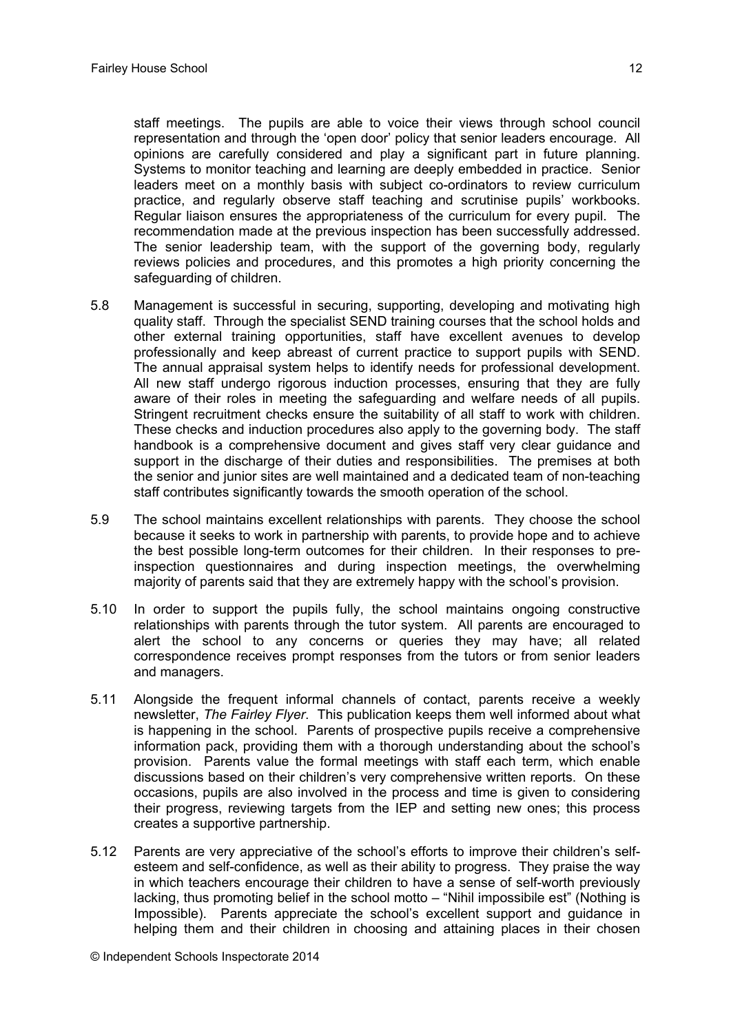staff meetings. The pupils are able to voice their views through school council representation and through the 'open door' policy that senior leaders encourage. All opinions are carefully considered and play a significant part in future planning. Systems to monitor teaching and learning are deeply embedded in practice. Senior leaders meet on a monthly basis with subject co-ordinators to review curriculum practice, and regularly observe staff teaching and scrutinise pupils' workbooks. Regular liaison ensures the appropriateness of the curriculum for every pupil. The recommendation made at the previous inspection has been successfully addressed. The senior leadership team, with the support of the governing body, regularly reviews policies and procedures, and this promotes a high priority concerning the safeguarding of children.

5.8 Management is successful in securing, supporting, developing and motivating high quality staff. Through the specialist SEND training courses that the school holds and other external training opportunities, staff have excellent avenues to develop professionally and keep abreast of current practice to support pupils with SEND. The annual appraisal system helps to identify needs for professional development. All new staff undergo rigorous induction processes, ensuring that they are fully aware of their roles in meeting the safeguarding and welfare needs of all pupils. Stringent recruitment checks ensure the suitability of all staff to work with children. These checks and induction procedures also apply to the governing body. The staff handbook is a comprehensive document and gives staff very clear guidance and support in the discharge of their duties and responsibilities. The premises at both the senior and junior sites are well maintained and a dedicated team of non-teaching staff contributes significantly towards the smooth operation of the school.

5.9 The school maintains excellent relationships with parents. They choose the school because it seeks to work in partnership with parents, to provide hope and to achieve the best possible long-term outcomes for their children. In their responses to pre-inspection questionnaires and during inspection meetings, the overwhelming majority of parents said that they are extremely happy with the school's provision.

5.10 In order to support the pupils fully, the school maintains ongoing constructive relationships with parents through the tutor system. All parents are encouraged to alert the school to any concerns or queries they may have; all related correspondence receives prompt responses from the tutors or from senior leaders and managers.

5.11 Alongside the frequent informal channels of contact, parents receive a weekly newsletter, *The Fairley Flyer*. This publication keeps them well informed about what is happening in the school. Parents of prospective pupils receive a comprehensive information pack, providing them with a thorough understanding about the school's provision. Parents value the formal meetings with staff each term, which enable discussions based on their children's very comprehensive written reports. On these occasions, pupils are also involved in the process and time is given to considering their progress, reviewing targets from the IEP and setting new ones; this process creates a supportive partnership.

5.12 Parents are very appreciative of the school's efforts to improve their children's self-esteem and self-confidence, as well as their ability to progress. They praise the way in which teachers encourage their children to have a sense of self-worth previously lacking, thus promoting belief in the school motto – "Nihil impossibile est" (Nothing is Impossible). Parents appreciate the school's excellent support and guidance in helping them and their children in choosing and attaining places in their chosen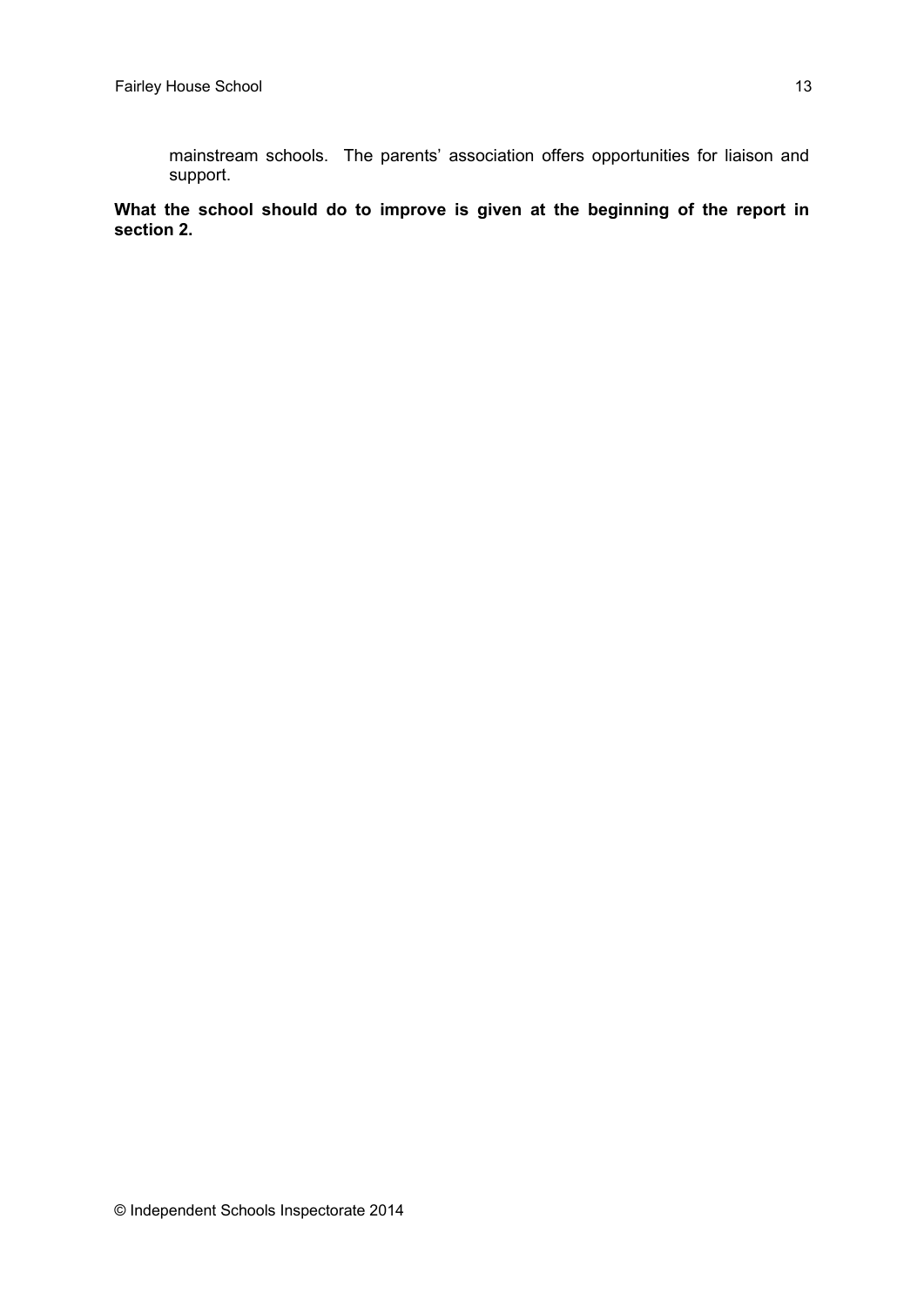mainstream schools. The parents' association offers opportunities for liaison and support.

**What the school should do to improve is given at the beginning of the report in section 2.**